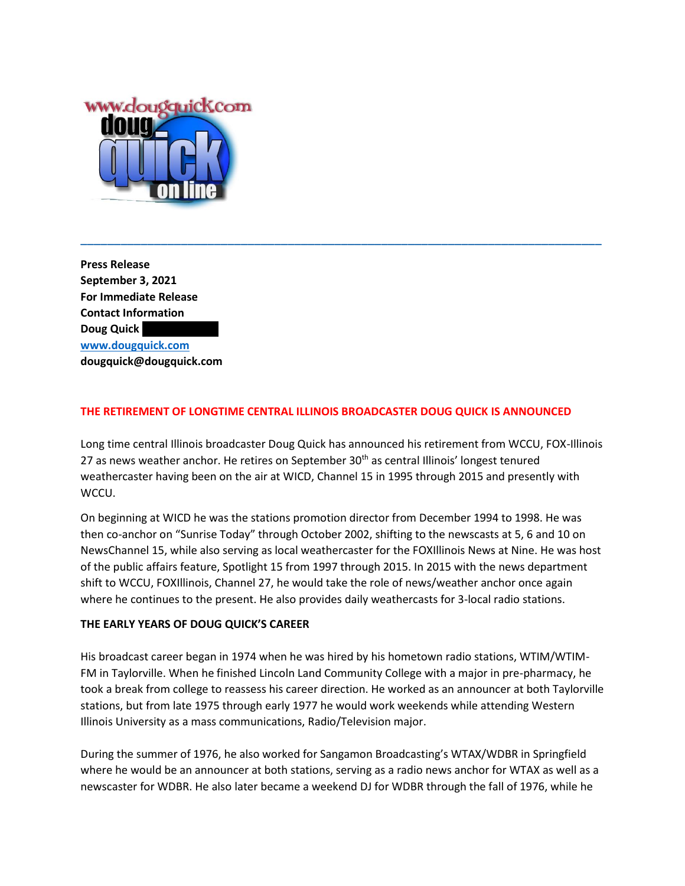**Press Release**
**September 3, 2021**
**For Immediate Release**
**Contact Information**
**Doug Quick**
**[www.dougquick.com](http://www.dougquick.com)**
**dougquick@dougquick.com**

## THE RETIREMENT OF LONGTIME CENTRAL ILLINOIS BROADCASTER DOUG QUICK IS ANNOUNCED

Long time central Illinois broadcaster Doug Quick has announced his retirement from WCCU, FOX-Illinois 27 as news weather anchor. He retires on September 30th as central Illinois' longest tenured weathercaster having been on the air at WICD, Channel 15 in 1995 through 2015 and presently with WCCU.

On beginning at WICD he was the stations promotion director from December 1994 to 1998. He was then co-anchor on "Sunrise Today" through October 2002, shifting to the newscasts at 5, 6 and 10 on NewsChannel 15, while also serving as local weathercaster for the FOXIllinois News at Nine. He was host of the public affairs feature, Spotlight 15 from 1997 through 2015. In 2015 with the news department shift to WCCU, FOXIllinois, Channel 27, he would take the role of news/weather anchor once again where he continues to the present. He also provides daily weathercasts for 3-local radio stations.

### THE EARLY YEARS OF DOUG QUICK'S CAREER

His broadcast career began in 1974 when he was hired by his hometown radio stations, WTIM/WTIM-FM in Taylorville. When he finished Lincoln Land Community College with a major in pre-pharmacy, he took a break from college to reassess his career direction. He worked as an announcer at both Taylorville stations, but from late 1975 through early 1977 he would work weekends while attending Western Illinois University as a mass communications, Radio/Television major.

During the summer of 1976, he also worked for Sangamon Broadcasting's WTAX/WDBR in Springfield where he would be an announcer at both stations, serving as a radio news anchor for WTAX as well as a newscaster for WDBR. He also later became a weekend DJ for WDBR through the fall of 1976, while he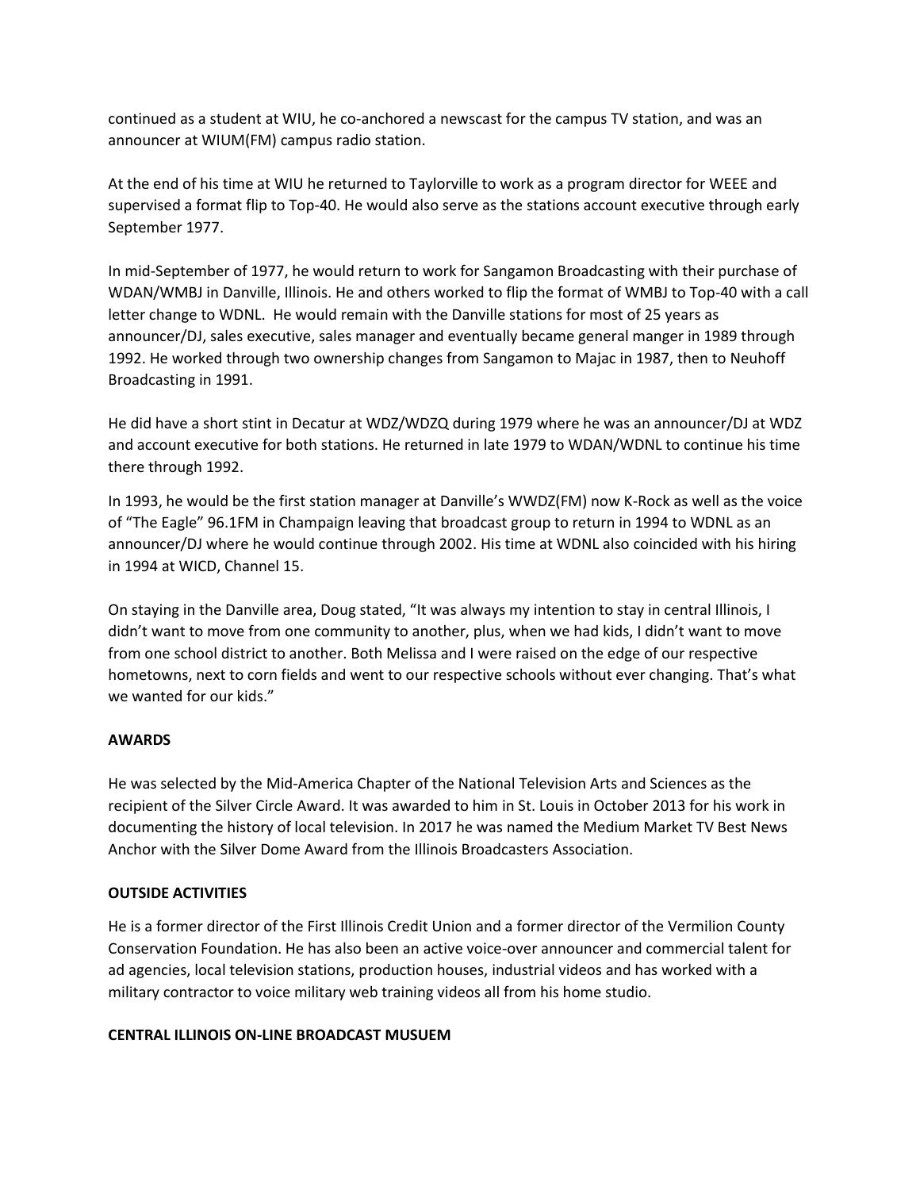continued as a student at WIU, he co-anchored a newscast for the campus TV station, and was an announcer at WIUM(FM) campus radio station.

At the end of his time at WIU he returned to Taylorville to work as a program director for WEEE and supervised a format flip to Top-40. He would also serve as the stations account executive through early September 1977.

In mid-September of 1977, he would return to work for Sangamon Broadcasting with their purchase of WDAN/WMBJ in Danville, Illinois. He and others worked to flip the format of WMBJ to Top-40 with a call letter change to WDNL. He would remain with the Danville stations for most of 25 years as announcer/DJ, sales executive, sales manager and eventually became general manger in 1989 through 1992. He worked through two ownership changes from Sangamon to Majac in 1987, then to Neuhoff Broadcasting in 1991.

He did have a short stint in Decatur at WDZ/WDZQ during 1979 where he was an announcer/DJ at WDZ and account executive for both stations. He returned in late 1979 to WDAN/WDNL to continue his time there through 1992.

In 1993, he would be the first station manager at Danville's WWDZ(FM) now K-Rock as well as the voice of "The Eagle" 96.1FM in Champaign leaving that broadcast group to return in 1994 to WDNL as an announcer/DJ where he would continue through 2002. His time at WDNL also coincided with his hiring in 1994 at WICD, Channel 15.

On staying in the Danville area, Doug stated, "It was always my intention to stay in central Illinois, I didn't want to move from one community to another, plus, when we had kids, I didn't want to move from one school district to another. Both Melissa and I were raised on the edge of our respective hometowns, next to corn fields and went to our respective schools without ever changing. That's what we wanted for our kids."

**AWARDS**

He was selected by the Mid-America Chapter of the National Television Arts and Sciences as the recipient of the Silver Circle Award. It was awarded to him in St. Louis in October 2013 for his work in documenting the history of local television. In 2017 he was named the Medium Market TV Best News Anchor with the Silver Dome Award from the Illinois Broadcasters Association.

**OUTSIDE ACTIVITIES**

He is a former director of the First Illinois Credit Union and a former director of the Vermilion County Conservation Foundation. He has also been an active voice-over announcer and commercial talent for ad agencies, local television stations, production houses, industrial videos and has worked with a military contractor to voice military web training videos all from his home studio.

**CENTRAL ILLINOIS ON-LINE BROADCAST MUSUEM**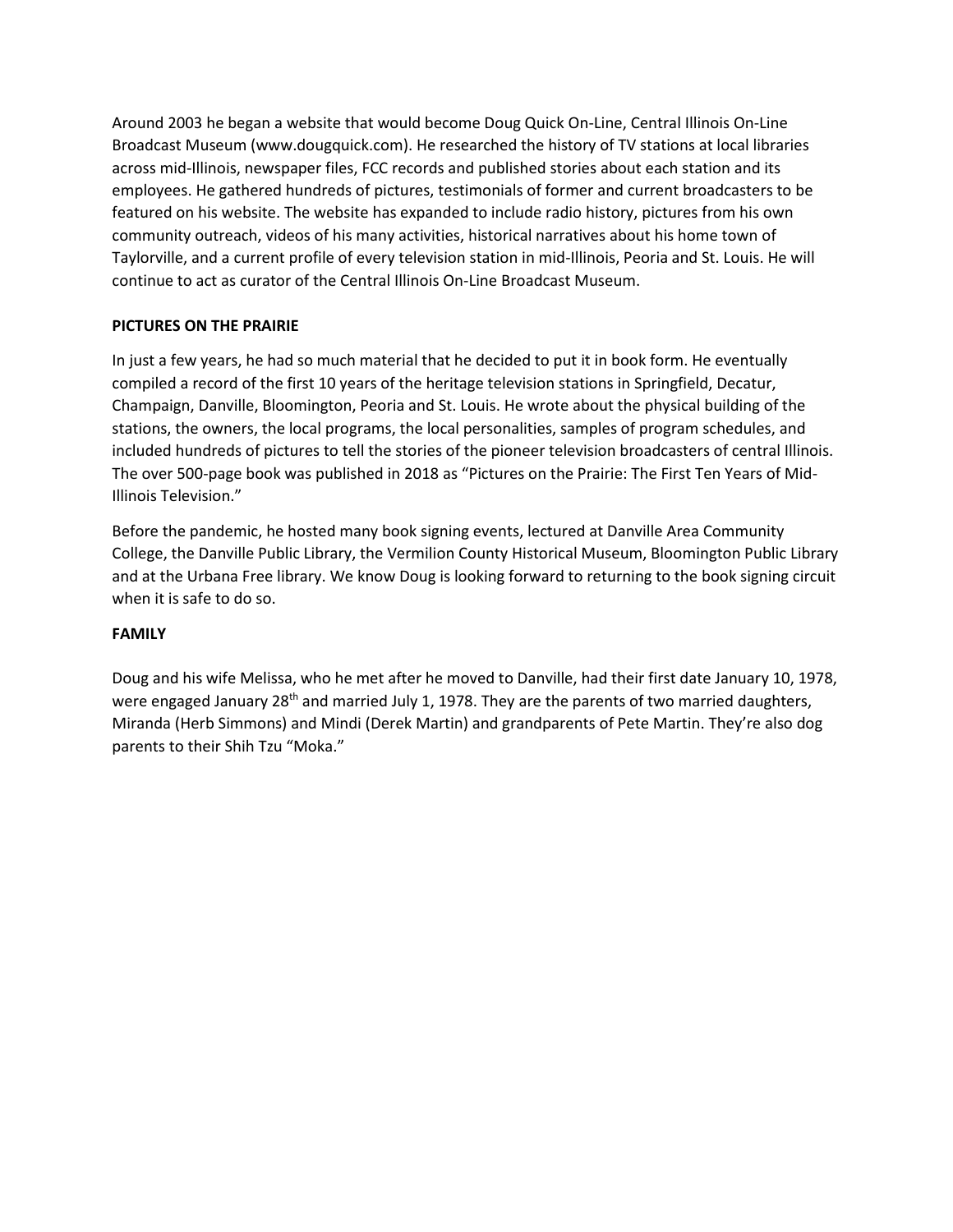Around 2003 he began a website that would become Doug Quick On-Line, Central Illinois On-Line Broadcast Museum (www.dougquick.com). He researched the history of TV stations at local libraries across mid-Illinois, newspaper files, FCC records and published stories about each station and its employees. He gathered hundreds of pictures, testimonials of former and current broadcasters to be featured on his website. The website has expanded to include radio history, pictures from his own community outreach, videos of his many activities, historical narratives about his home town of Taylorville, and a current profile of every television station in mid-Illinois, Peoria and St. Louis. He will continue to act as curator of the Central Illinois On-Line Broadcast Museum.

**PICTURES ON THE PRAIRIE**

In just a few years, he had so much material that he decided to put it in book form. He eventually compiled a record of the first 10 years of the heritage television stations in Springfield, Decatur, Champaign, Danville, Bloomington, Peoria and St. Louis. He wrote about the physical building of the stations, the owners, the local programs, the local personalities, samples of program schedules, and included hundreds of pictures to tell the stories of the pioneer television broadcasters of central Illinois. The over 500-page book was published in 2018 as "Pictures on the Prairie: The First Ten Years of Mid-Illinois Television."

Before the pandemic, he hosted many book signing events, lectured at Danville Area Community College, the Danville Public Library, the Vermilion County Historical Museum, Bloomington Public Library and at the Urbana Free library. We know Doug is looking forward to returning to the book signing circuit when it is safe to do so.

**FAMILY**

Doug and his wife Melissa, who he met after he moved to Danville, had their first date January 10, 1978, were engaged January 28th and married July 1, 1978. They are the parents of two married daughters, Miranda (Herb Simmons) and Mindi (Derek Martin) and grandparents of Pete Martin. They're also dog parents to their Shih Tzu "Moka."